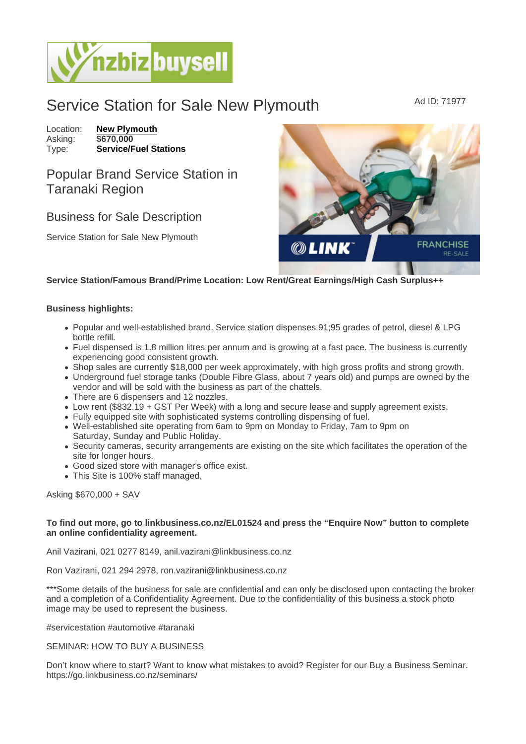# Service Station for Sale New Plymouth

Ad ID: 71977

Location: **New Plymouth**
Asking: **$670,000**
Type: **Service/Fuel Stations**

## Popular Brand Service Station in Taranaki Region

### Business for Sale Description

Service Station for Sale New Plymouth

**Service Station/Famous Brand/Prime Location: Low Rent/Great Earnings/High Cash Surplus++**

**Business highlights:**

- Popular and well-established brand. Service station dispenses 91;95 grades of petrol, diesel & LPG bottle refill.
- Fuel dispensed is 1.8 million litres per annum and is growing at a fast pace. The business is currently experiencing good consistent growth.
- Shop sales are currently $18,000 per week approximately, with high gross profits and strong growth.
- Underground fuel storage tanks (Double Fibre Glass, about 7 years old) and pumps are owned by the vendor and will be sold with the business as part of the chattels.
- There are 6 dispensers and 12 nozzles.
- Low rent ($832.19 + GST Per Week) with a long and secure lease and supply agreement exists.
- Fully equipped site with sophisticated systems controlling dispensing of fuel.
- Well-established site operating from 6am to 9pm on Monday to Friday, 7am to 9pm on Saturday, Sunday and Public Holiday.
- Security cameras, security arrangements are existing on the site which facilitates the operation of the site for longer hours.
- Good sized store with manager's office exist.
- This Site is 100% staff managed,

Asking $670,000 + SAV

**To find out more, go to linkbusiness.co.nz/EL01524 and press the “Enquire Now” button to complete an online confidentiality agreement.**

Anil Vazirani, 021 0277 8149, anil.vazirani@linkbusiness.co.nz

Ron Vazirani, 021 294 2978, ron.vazirani@linkbusiness.co.nz

***Some details of the business for sale are confidential and can only be disclosed upon contacting the broker and a completion of a Confidentiality Agreement. Due to the confidentiality of this business a stock photo image may be used to represent the business.

#servicestation #automotive #taranaki

SEMINAR: HOW TO BUY A BUSINESS

Don't know where to start? Want to know what mistakes to avoid? Register for our Buy a Business Seminar. https://go.linkbusiness.co.nz/seminars/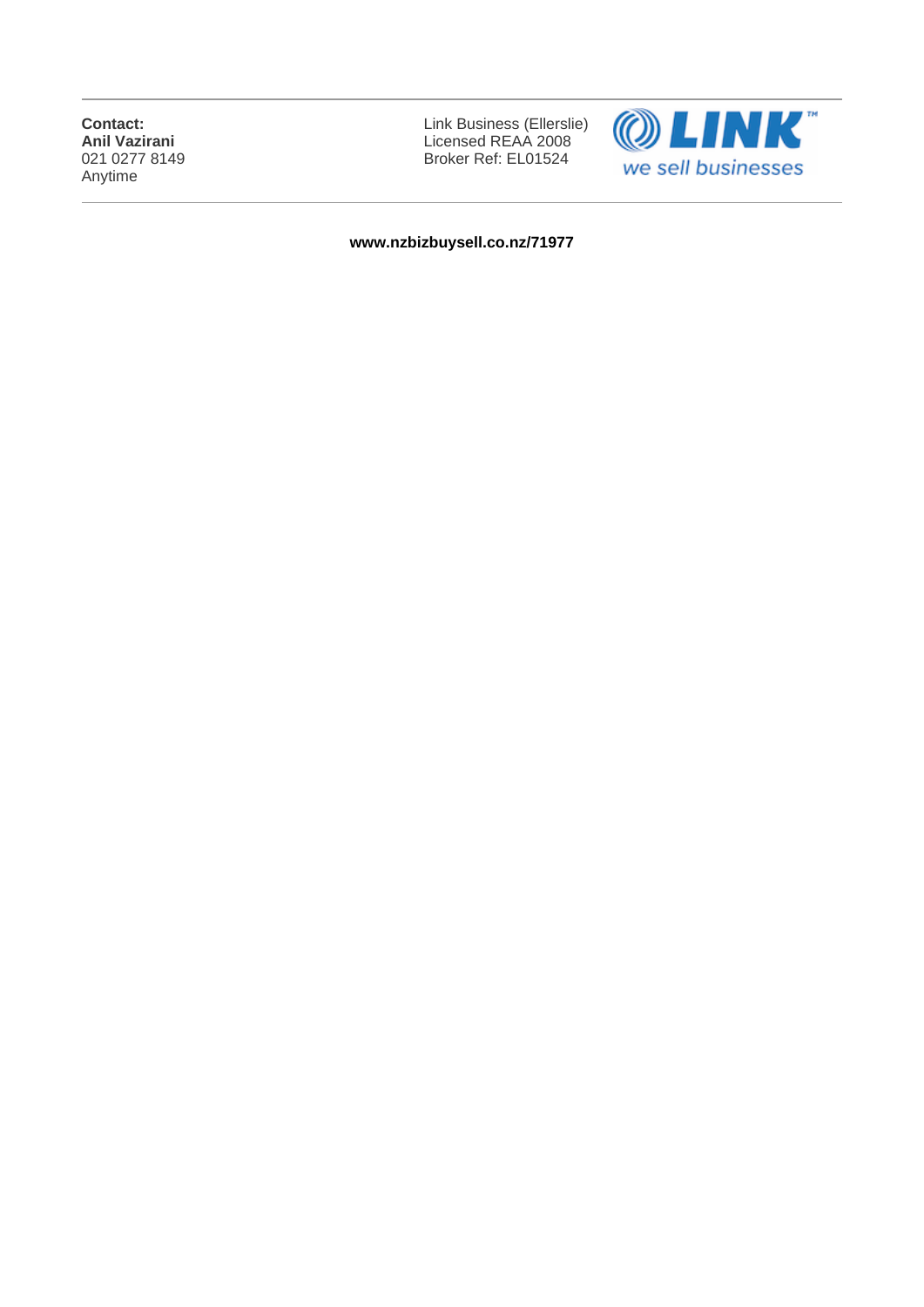**Contact:**
**Anil Vazirani**
021 0277 8149
Anytime

Link Business (Ellerslie)
Licensed REAA 2008
Broker Ref: EL01524

LINK™
we sell businesses

**www.nzbizbuysell.co.nz/71977**